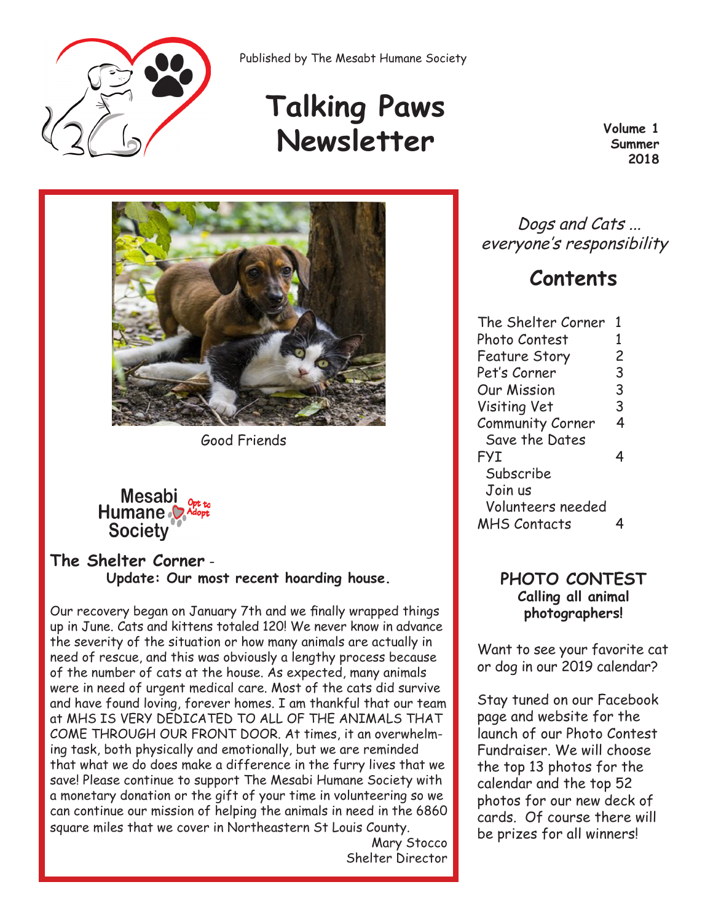Published by The Mesabt Humane Society

# Talking Paws Newsletter

**Volume 1**
**Summer 2018**

Good Friends

Mesabi Humane Society Opt to Adopt

## The Shelter Corner - Update: Our most recent hoarding house.

Our recovery began on January 7th and we finally wrapped things up in June. Cats and kittens totaled 120! We never know in advance the severity of the situation or how many animals are actually in need of rescue, and this was obviously a lengthy process because of the number of cats at the house. As expected, many animals were in need of urgent medical care. Most of the cats did survive and have found loving, forever homes. I am thankful that our team at MHS IS VERY DEDICATED TO ALL OF THE ANIMALS THAT COME THROUGH OUR FRONT DOOR. At times, it an overwhelming task, both physically and emotionally, but we are reminded that what we do does make a difference in the furry lives that we save! Please continue to support The Mesabi Humane Society with a monetary donation or the gift of your time in volunteering so we can continue our mission of helping the animals in need in the 6860 square miles that we cover in Northeastern St Louis County.

Mary Stocco
Shelter Director

*Dogs and Cats ... everyone's responsibility*

## Contents

| | |
|---|---|
| The Shelter Corner | 1 |
| Photo Contest | 1 |
| Feature Story | 2 |
| Pet's Corner | 3 |
| Our Mission | 3 |
| Visiting Vet | 3 |
| Community Corner | 4 |
| Save the Dates | |
| FYI | 4 |
| Subscribe | |
| Join us | |
| Volunteers needed | |
| MHS Contacts | 4 |

## PHOTO CONTEST

**Calling all animal photographers!**

Want to see your favorite cat or dog in our 2019 calendar?

Stay tuned on our Facebook page and website for the launch of our Photo Contest Fundraiser. We will choose the top 13 photos for the calendar and the top 52 photos for our new deck of cards. Of course there will be prizes for all winners!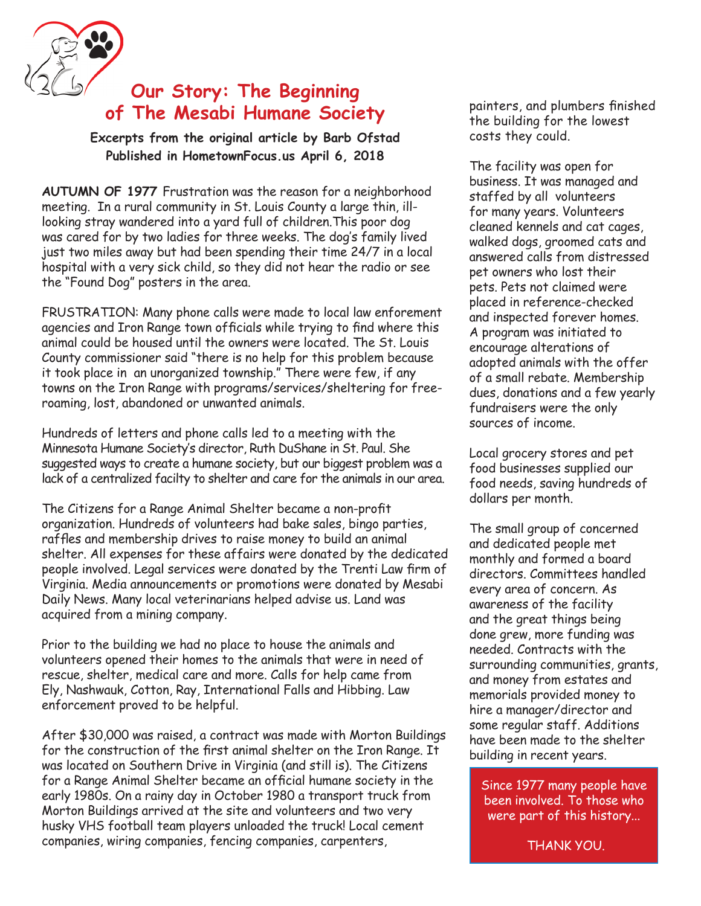# Our Story: The Beginning of The Mesabi Humane Society

**Excerpts from the original article by Barb Ofstad**
**Published in HometownFocus.us April 6, 2018**

**AUTUMN OF 1977** Frustration was the reason for a neighborhood meeting. In a rural community in St. Louis County a large thin, ill-looking stray wandered into a yard full of children.This poor dog was cared for by two ladies for three weeks. The dog's family lived just two miles away but had been spending their time 24/7 in a local hospital with a very sick child, so they did not hear the radio or see the "Found Dog" posters in the area.

FRUSTRATION: Many phone calls were made to local law enforement agencies and Iron Range town officials while trying to find where this animal could be housed until the owners were located. The St. Louis County commissioner said "there is no help for this problem because it took place in an unorganized township." There were few, if any towns on the Iron Range with programs/services/sheltering for free-roaming, lost, abandoned or unwanted animals.

Hundreds of letters and phone calls led to a meeting with the Minnesota Humane Society's director, Ruth DuShane in St. Paul. She suggested ways to create a humane society, but our biggest problem was a lack of a centralized facilty to shelter and care for the animals in our area.

The Citizens for a Range Animal Shelter became a non-profit organization. Hundreds of volunteers had bake sales, bingo parties, raffles and membership drives to raise money to build an animal shelter. All expenses for these affairs were donated by the dedicated people involved. Legal services were donated by the Trenti Law firm of Virginia. Media announcements or promotions were donated by Mesabi Daily News. Many local veterinarians helped advise us. Land was acquired from a mining company.

Prior to the building we had no place to house the animals and volunteers opened their homes to the animals that were in need of rescue, shelter, medical care and more. Calls for help came from Ely, Nashwauk, Cotton, Ray, International Falls and Hibbing. Law enforcement proved to be helpful.

After $30,000 was raised, a contract was made with Morton Buildings for the construction of the first animal shelter on the Iron Range. It was located on Southern Drive in Virginia (and still is). The Citizens for a Range Animal Shelter became an official humane society in the early 1980s. On a rainy day in October 1980 a transport truck from Morton Buildings arrived at the site and volunteers and two very husky VHS football team players unloaded the truck! Local cement companies, wiring companies, fencing companies, carpenters, painters, and plumbers finished the building for the lowest costs they could.

The facility was open for business. It was managed and staffed by all volunteers for many years. Volunteers cleaned kennels and cat cages, walked dogs, groomed cats and answered calls from distressed pet owners who lost their pets. Pets not claimed were placed in reference-checked and inspected forever homes. A program was initiated to encourage alterations of adopted animals with the offer of a small rebate. Membership dues, donations and a few yearly fundraisers were the only sources of income.

Local grocery stores and pet food businesses supplied our food needs, saving hundreds of dollars per month.

The small group of concerned and dedicated people met monthly and formed a board directors. Committees handled every area of concern. As awareness of the facility and the great things being done grew, more funding was needed. Contracts with the surrounding communities, grants, and money from estates and memorials provided money to hire a manager/director and some regular staff. Additions have been made to the shelter building in recent years.

Since 1977 many people have been involved. To those who were part of this history...

THANK YOU.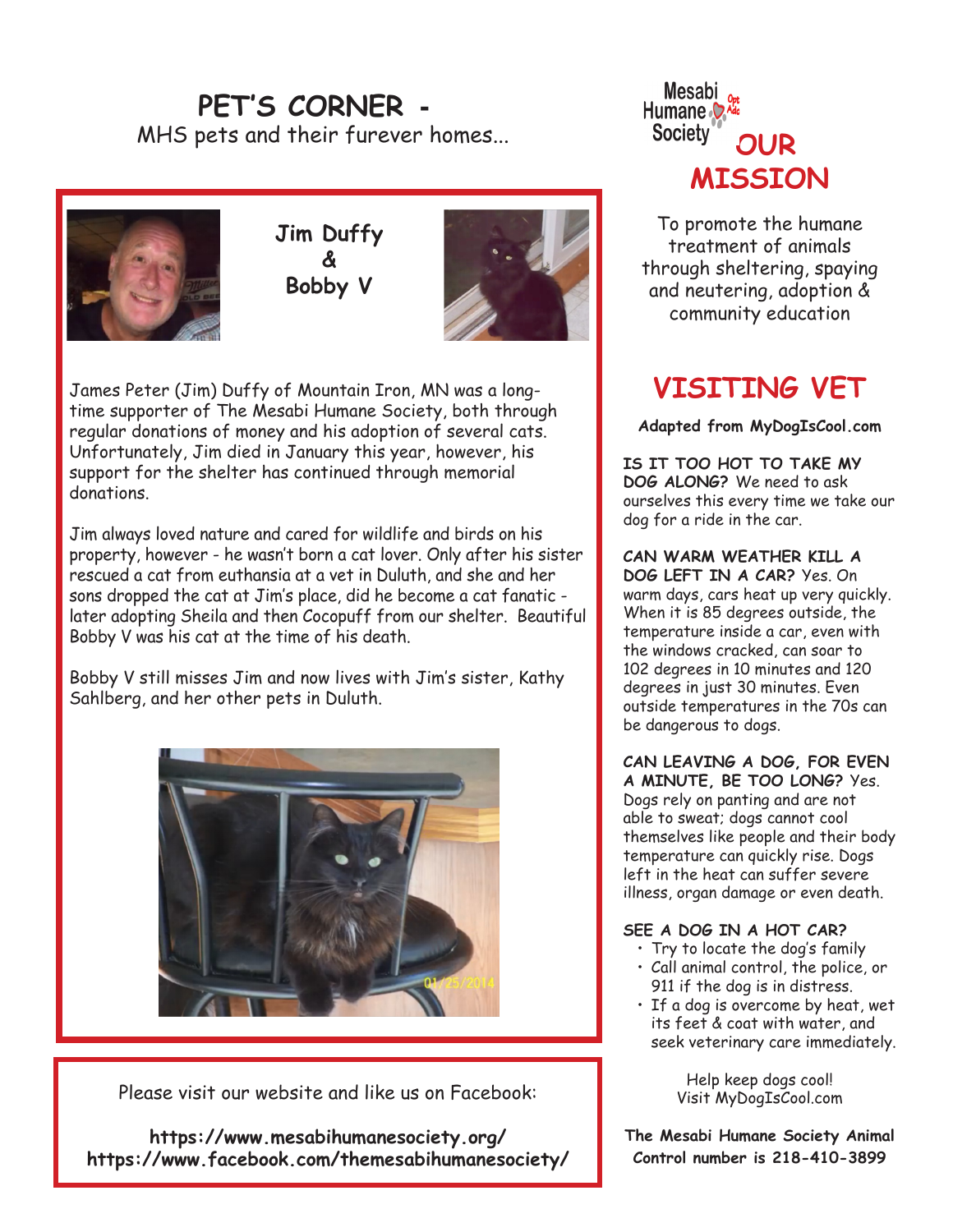## PET'S CORNER -

MHS pets and their furever homes...

### Jim Duffy & Bobby V

James Peter (Jim) Duffy of Mountain Iron, MN was a long-time supporter of The Mesabi Humane Society, both through regular donations of money and his adoption of several cats. Unfortunately, Jim died in January this year, however, his support for the shelter has continued through memorial donations.

Jim always loved nature and cared for wildlife and birds on his property, however - he wasn't born a cat lover. Only after his sister rescued a cat from euthansia at a vet in Duluth, and she and her sons dropped the cat at Jim's place, did he become a cat fanatic - later adopting Sheila and then Cocopuff from our shelter. Beautiful Bobby V was his cat at the time of his death.

Bobby V still misses Jim and now lives with Jim's sister, Kathy Sahlberg, and her other pets in Duluth.

Please visit our website and like us on Facebook:

**https://www.mesabihumanesociety.org/**
**https://www.facebook.com/themesabihumanesociety/**

Mesabi Humane Society

## OUR MISSION

To promote the humane treatment of animals through sheltering, spaying and neutering, adoption & community education

## VISITING VET

**Adapted from MyDogIsCool.com**

**IS IT TOO HOT TO TAKE MY DOG ALONG?** We need to ask ourselves this every time we take our dog for a ride in the car.

**CAN WARM WEATHER KILL A DOG LEFT IN A CAR?** Yes. On warm days, cars heat up very quickly. When it is 85 degrees outside, the temperature inside a car, even with the windows cracked, can soar to 102 degrees in 10 minutes and 120 degrees in just 30 minutes. Even outside temperatures in the 70s can be dangerous to dogs.

**CAN LEAVING A DOG, FOR EVEN A MINUTE, BE TOO LONG?** Yes. Dogs rely on panting and are not able to sweat; dogs cannot cool themselves like people and their body temperature can quickly rise. Dogs left in the heat can suffer severe illness, organ damage or even death.

**SEE A DOG IN A HOT CAR?**

- Try to locate the dog's family
- Call animal control, the police, or 911 if the dog is in distress.
- If a dog is overcome by heat, wet its feet & coat with water, and seek veterinary care immediately.

Help keep dogs cool!
Visit MyDogIsCool.com

**The Mesabi Humane Society Animal Control number is 218-410-3899**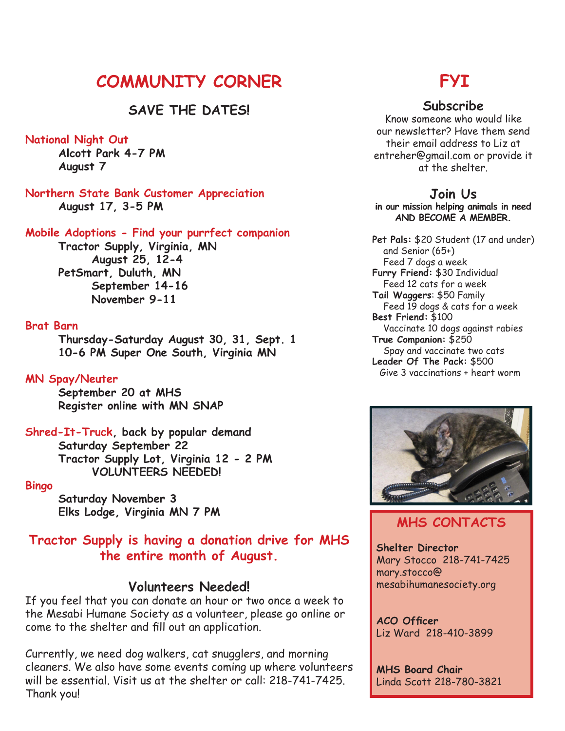# COMMUNITY CORNER

## SAVE THE DATES!

**National Night Out**
**Alcott Park 4-7 PM**
**August 7**

**Northern State Bank Customer Appreciation**
**August 17, 3-5 PM**

**Mobile Adoptions - Find your purrfect companion**
**Tractor Supply, Virginia, MN**
**August 25, 12-4**
**PetSmart, Duluth, MN**
**September 14-16**
**November 9-11**

**Brat Barn**
**Thursday-Saturday August 30, 31, Sept. 1**
**10-6 PM Super One South, Virginia MN**

**MN Spay/Neuter**
**September 20 at MHS**
**Register online with MN SNAP**

**Shred-It-Truck, back by popular demand**
**Saturday September 22**
**Tractor Supply Lot, Virginia 12 - 2 PM**
**VOLUNTEERS NEEDED!**

**Bingo**
**Saturday November 3**
**Elks Lodge, Virginia MN 7 PM**

**Tractor Supply is having a donation drive for MHS the entire month of August.**

## Volunteers Needed!

If you feel that you can donate an hour or two once a week to the Mesabi Humane Society as a volunteer, please go online or come to the shelter and fill out an application.

Currently, we need dog walkers, cat snugglers, and morning cleaners. We also have some events coming up where volunteers will be essential. Visit us at the shelter or call: 218-741-7425. Thank you!

# FYI

## Subscribe

Know someone who would like our newsletter? Have them send their email address to Liz at entreher@gmail.com or provide it at the shelter.

## Join Us

**in our mission helping animals in need AND BECOME A MEMBER.**

**Pet Pals:** $20 Student (17 and under) and Senior (65+)
Feed 7 dogs a week
**Furry Friend:** $30 Individual
Feed 12 cats for a week
**Tail Waggers**: $50 Family
Feed 19 dogs & cats for a week
**Best Friend:** $100
Vaccinate 10 dogs against rabies
**True Companion:** $250
Spay and vaccinate two cats
**Leader Of The Pack:** $500
Give 3 vaccinations + heart worm

## MHS CONTACTS

**Shelter Director**
Mary Stocco 218-741-7425
mary.stocco@mesabihumanesociety.org

**ACO Officer**
Liz Ward 218-410-3899

**MHS Board Chair**
Linda Scott 218-780-3821